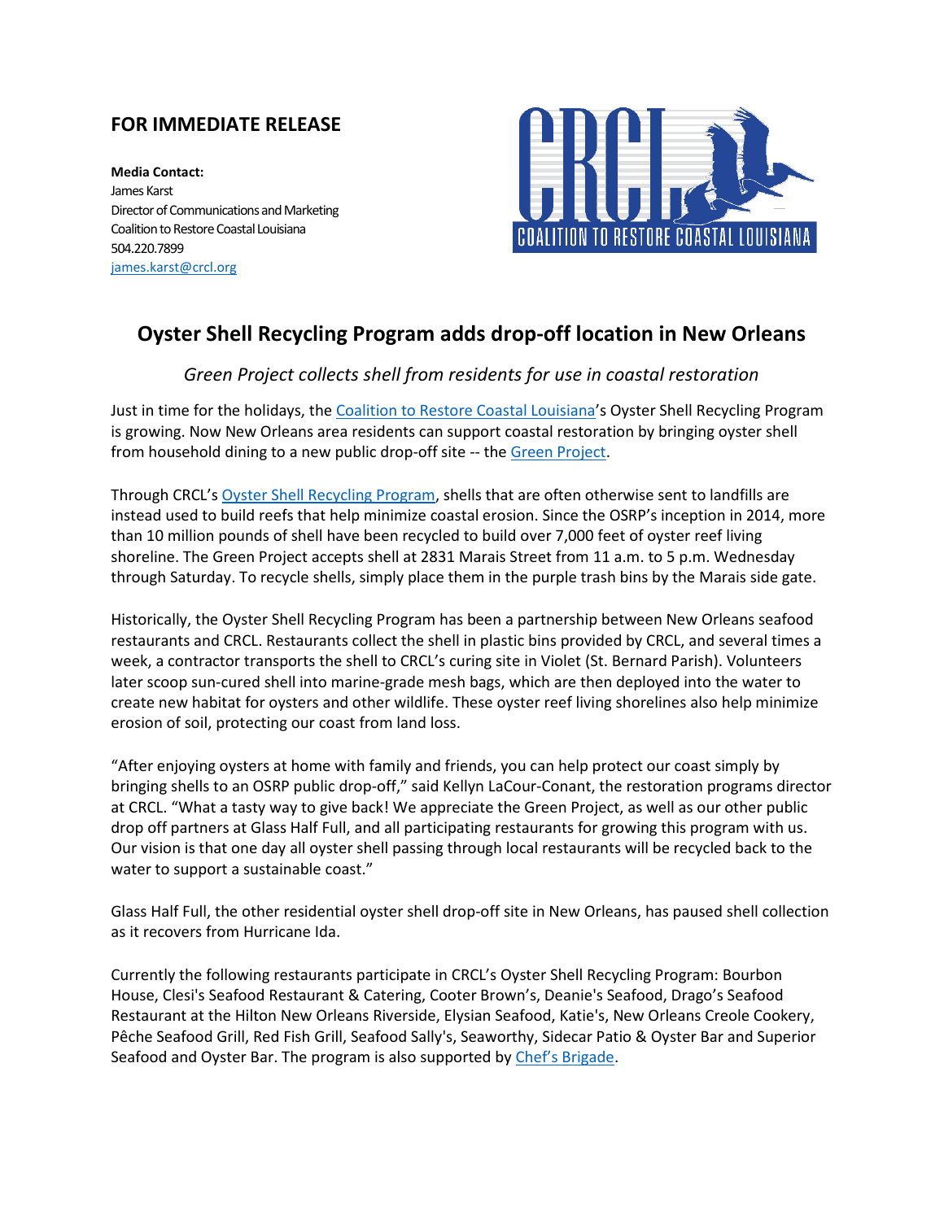## FOR IMMEDIATE RELEASE

**Media Contact:**
James Karst
Director of Communications and Marketing
Coalition to Restore Coastal Louisiana
504.220.7899
james.karst@crcl.org

CRCL COALITION TO RESTORE COASTAL LOUISIANA

# Oyster Shell Recycling Program adds drop-off location in New Orleans

*Green Project collects shell from residents for use in coastal restoration*

Just in time for the holidays, the Coalition to Restore Coastal Louisiana's Oyster Shell Recycling Program is growing. Now New Orleans area residents can support coastal restoration by bringing oyster shell from household dining to a new public drop-off site -- the Green Project.

Through CRCL's Oyster Shell Recycling Program, shells that are often otherwise sent to landfills are instead used to build reefs that help minimize coastal erosion. Since the OSRP's inception in 2014, more than 10 million pounds of shell have been recycled to build over 7,000 feet of oyster reef living shoreline. The Green Project accepts shell at 2831 Marais Street from 11 a.m. to 5 p.m. Wednesday through Saturday. To recycle shells, simply place them in the purple trash bins by the Marais side gate.

Historically, the Oyster Shell Recycling Program has been a partnership between New Orleans seafood restaurants and CRCL. Restaurants collect the shell in plastic bins provided by CRCL, and several times a week, a contractor transports the shell to CRCL's curing site in Violet (St. Bernard Parish). Volunteers later scoop sun-cured shell into marine-grade mesh bags, which are then deployed into the water to create new habitat for oysters and other wildlife. These oyster reef living shorelines also help minimize erosion of soil, protecting our coast from land loss.

"After enjoying oysters at home with family and friends, you can help protect our coast simply by bringing shells to an OSRP public drop-off," said Kellyn LaCour-Conant, the restoration programs director at CRCL. "What a tasty way to give back! We appreciate the Green Project, as well as our other public drop off partners at Glass Half Full, and all participating restaurants for growing this program with us. Our vision is that one day all oyster shell passing through local restaurants will be recycled back to the water to support a sustainable coast."

Glass Half Full, the other residential oyster shell drop-off site in New Orleans, has paused shell collection as it recovers from Hurricane Ida.

Currently the following restaurants participate in CRCL's Oyster Shell Recycling Program: Bourbon House, Clesi's Seafood Restaurant & Catering, Cooter Brown's, Deanie's Seafood, Drago's Seafood Restaurant at the Hilton New Orleans Riverside, Elysian Seafood, Katie's, New Orleans Creole Cookery, Pêche Seafood Grill, Red Fish Grill, Seafood Sally's, Seaworthy, Sidecar Patio & Oyster Bar and Superior Seafood and Oyster Bar. The program is also supported by Chef's Brigade.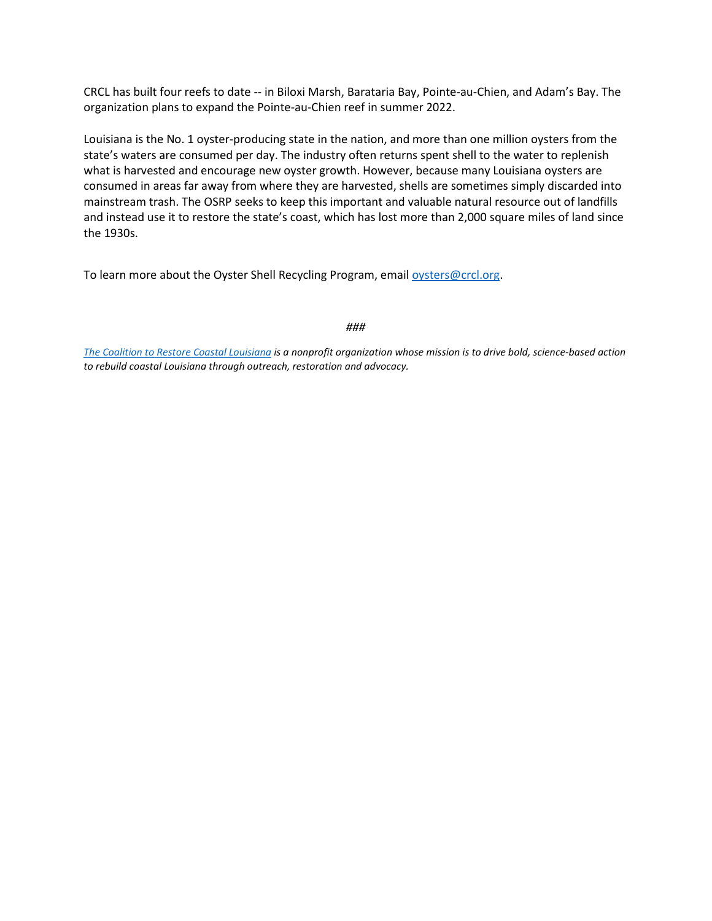CRCL has built four reefs to date -- in Biloxi Marsh, Barataria Bay, Pointe-au-Chien, and Adam's Bay. The organization plans to expand the Pointe-au-Chien reef in summer 2022.

Louisiana is the No. 1 oyster-producing state in the nation, and more than one million oysters from the state's waters are consumed per day. The industry often returns spent shell to the water to replenish what is harvested and encourage new oyster growth. However, because many Louisiana oysters are consumed in areas far away from where they are harvested, shells are sometimes simply discarded into mainstream trash. The OSRP seeks to keep this important and valuable natural resource out of landfills and instead use it to restore the state's coast, which has lost more than 2,000 square miles of land since the 1930s.

To learn more about the Oyster Shell Recycling Program, email oysters@crcl.org.

###

*The Coalition to Restore Coastal Louisiana* ***is a nonprofit organization whose mission is to drive bold, science-based action to rebuild coastal Louisiana through outreach, restoration and advocacy.***